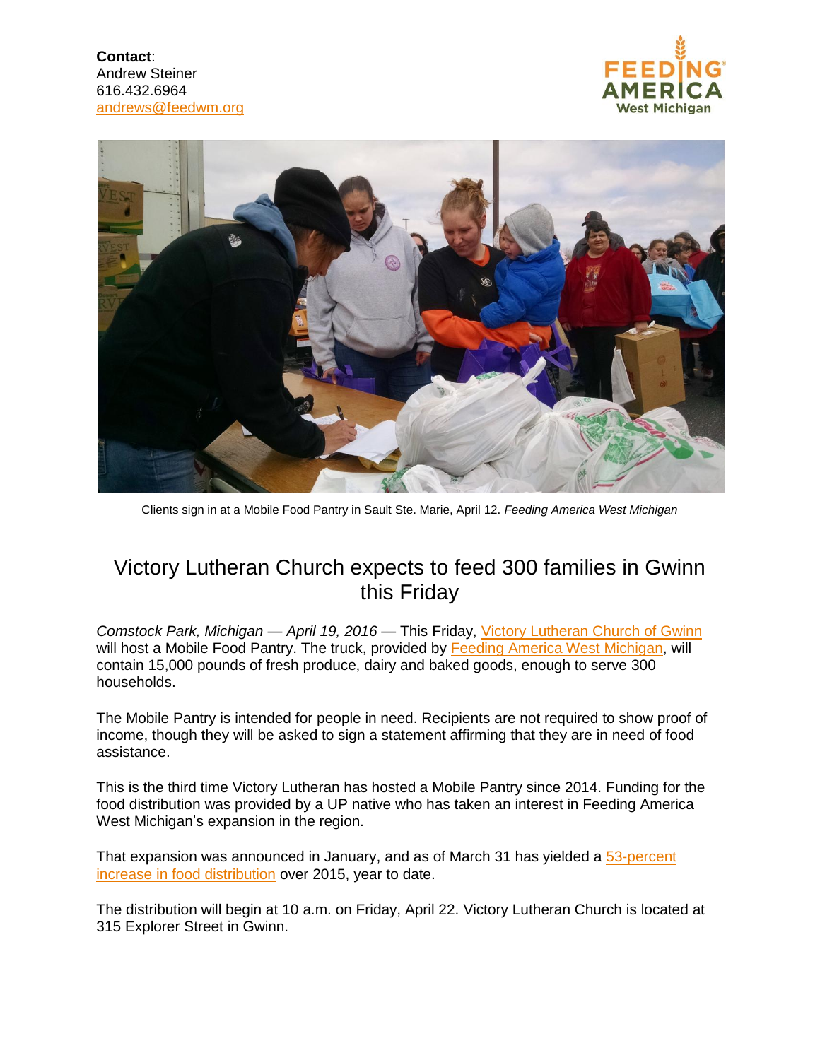**Contact**:
Andrew Steiner
616.432.6964
andrews@feedwm.org

Clients sign in at a Mobile Food Pantry in Sault Ste. Marie, April 12. *Feeding America West Michigan*

# Victory Lutheran Church expects to feed 300 families in Gwinn this Friday

*Comstock Park, Michigan — April 19, 2016* — This Friday, Victory Lutheran Church of Gwinn will host a Mobile Food Pantry. The truck, provided by Feeding America West Michigan, will contain 15,000 pounds of fresh produce, dairy and baked goods, enough to serve 300 households.

The Mobile Pantry is intended for people in need. Recipients are not required to show proof of income, though they will be asked to sign a statement affirming that they are in need of food assistance.

This is the third time Victory Lutheran has hosted a Mobile Pantry since 2014. Funding for the food distribution was provided by a UP native who has taken an interest in Feeding America West Michigan's expansion in the region.

That expansion was announced in January, and as of March 31 has yielded a 53-percent increase in food distribution over 2015, year to date.

The distribution will begin at 10 a.m. on Friday, April 22. Victory Lutheran Church is located at 315 Explorer Street in Gwinn.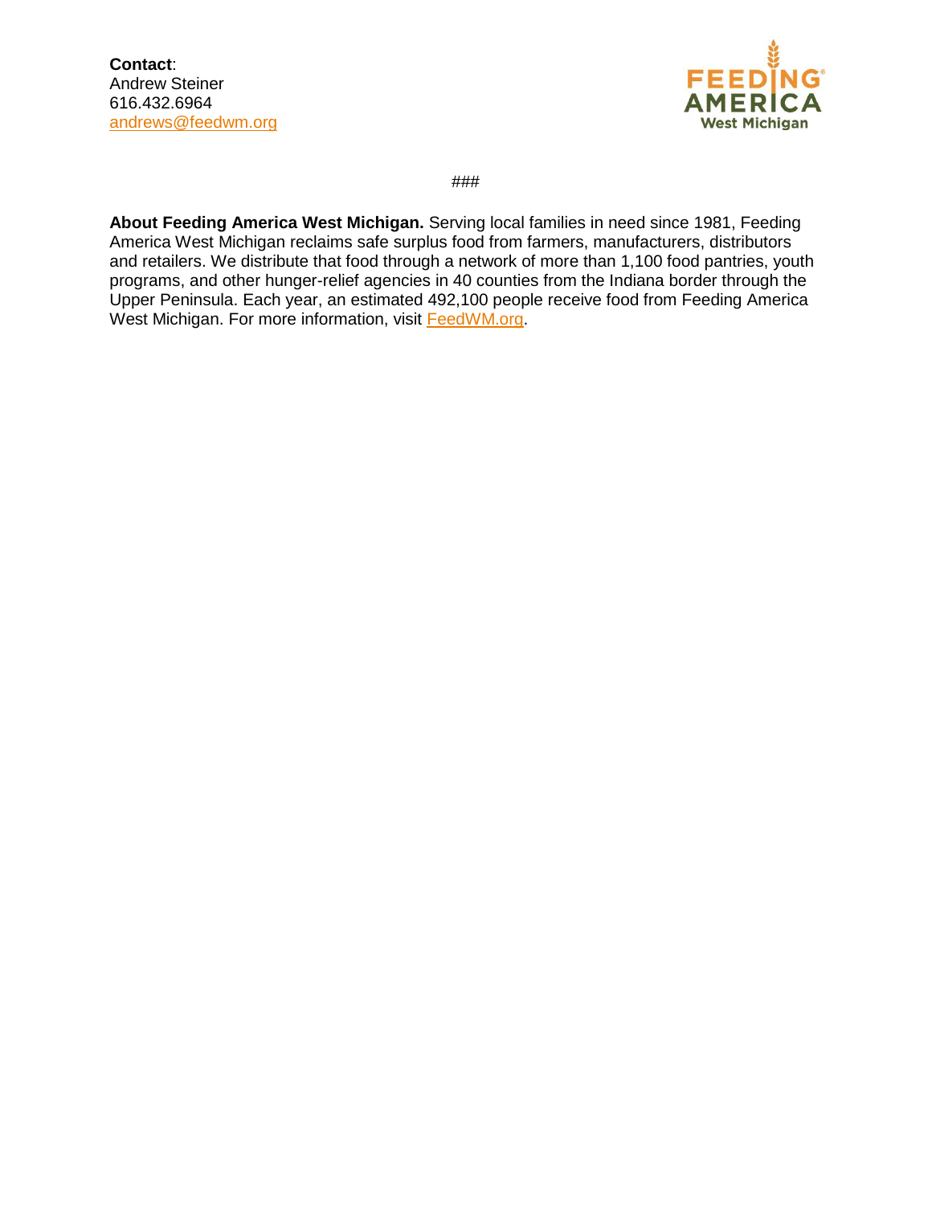**Contact**:
Andrew Steiner
616.432.6964
andrews@feedwm.org

###

**About Feeding America West Michigan.** Serving local families in need since 1981, Feeding America West Michigan reclaims safe surplus food from farmers, manufacturers, distributors and retailers. We distribute that food through a network of more than 1,100 food pantries, youth programs, and other hunger-relief agencies in 40 counties from the Indiana border through the Upper Peninsula. Each year, an estimated 492,100 people receive food from Feeding America West Michigan. For more information, visit FeedWM.org.